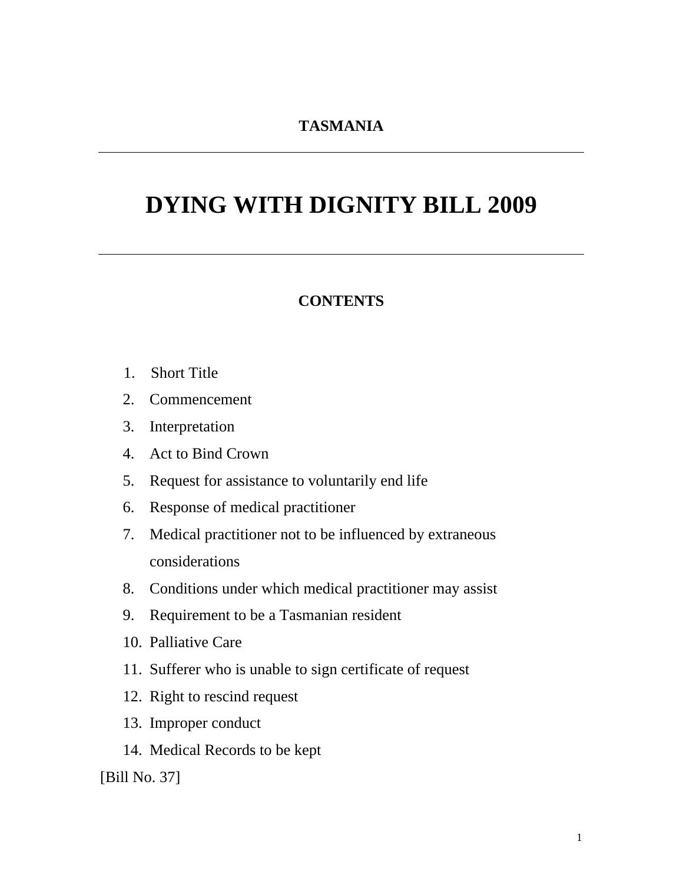**TASMANIA**

---

# DYING WITH DIGNITY BILL 2009

---

## CONTENTS

1. Short Title
2. Commencement
3. Interpretation
4. Act to Bind Crown
5. Request for assistance to voluntarily end life
6. Response of medical practitioner
7. Medical practitioner not to be influenced by extraneous considerations
8. Conditions under which medical practitioner may assist
9. Requirement to be a Tasmanian resident
10. Palliative Care
11. Sufferer who is unable to sign certificate of request
12. Right to rescind request
13. Improper conduct
14. Medical Records to be kept

[Bill No. 37]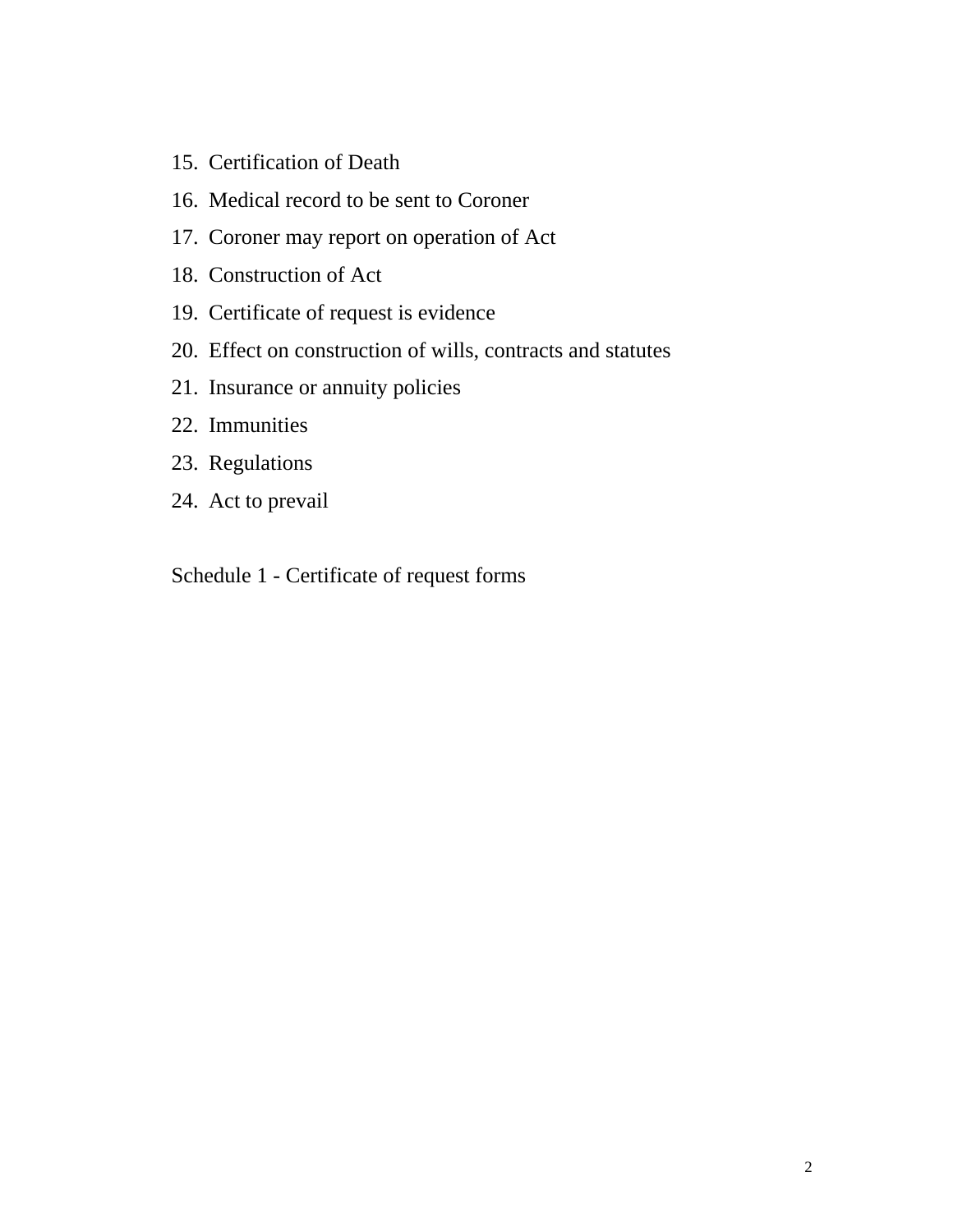15. Certification of Death
16. Medical record to be sent to Coroner
17. Coroner may report on operation of Act
18. Construction of Act
19. Certificate of request is evidence
20. Effect on construction of wills, contracts and statutes
21. Insurance or annuity policies
22. Immunities
23. Regulations
24. Act to prevail

Schedule 1 - Certificate of request forms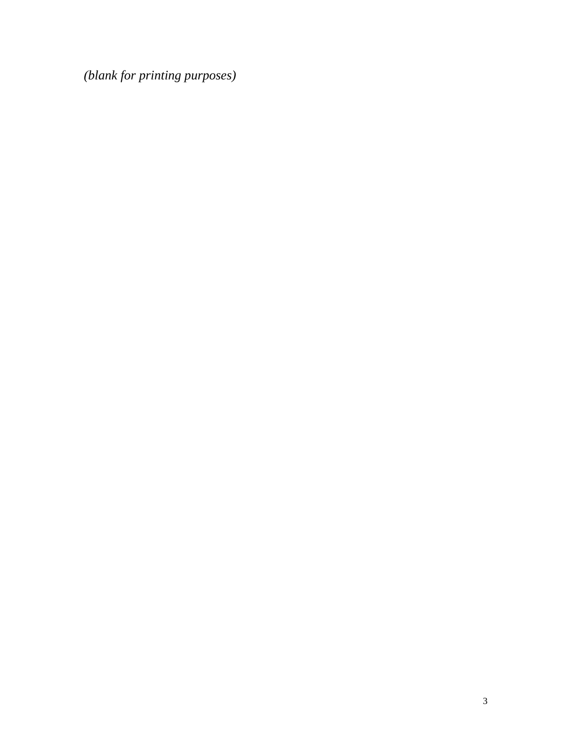*(blank for printing purposes)*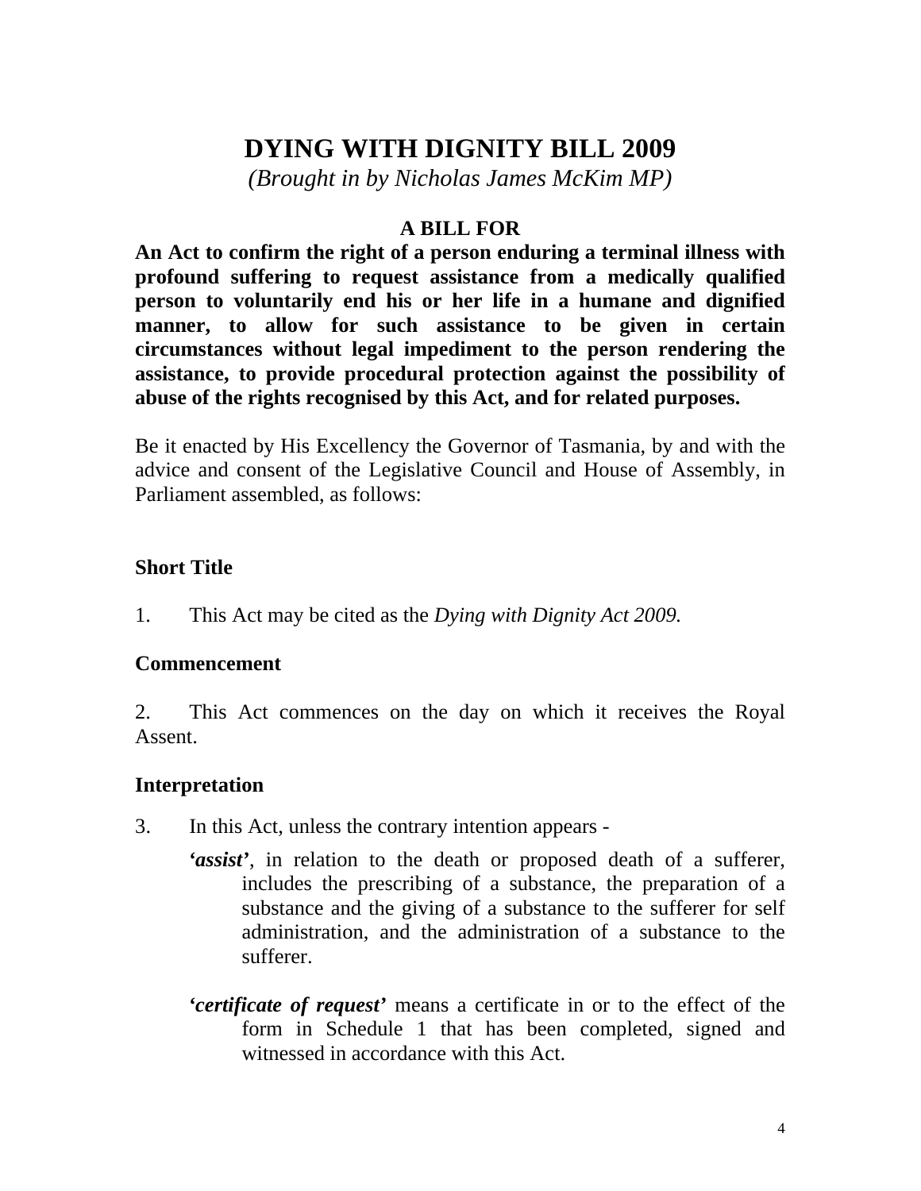# DYING WITH DIGNITY BILL 2009

*(Brought in by Nicholas James McKim MP)*

**A BILL FOR**

**An Act to confirm the right of a person enduring a terminal illness with profound suffering to request assistance from a medically qualified person to voluntarily end his or her life in a humane and dignified manner, to allow for such assistance to be given in certain circumstances without legal impediment to the person rendering the assistance, to provide procedural protection against the possibility of abuse of the rights recognised by this Act, and for related purposes.**

Be it enacted by His Excellency the Governor of Tasmania, by and with the advice and consent of the Legislative Council and House of Assembly, in Parliament assembled, as follows:

### Short Title

1. This Act may be cited as the *Dying with Dignity Act 2009.*

### Commencement

2. This Act commences on the day on which it receives the Royal Assent.

### Interpretation

3. In this Act, unless the contrary intention appears -

   **'*assist*'**, in relation to the death or proposed death of a sufferer, includes the prescribing of a substance, the preparation of a substance and the giving of a substance to the sufferer for self administration, and the administration of a substance to the sufferer.

   **'*certificate of request*'** means a certificate in or to the effect of the form in Schedule 1 that has been completed, signed and witnessed in accordance with this Act.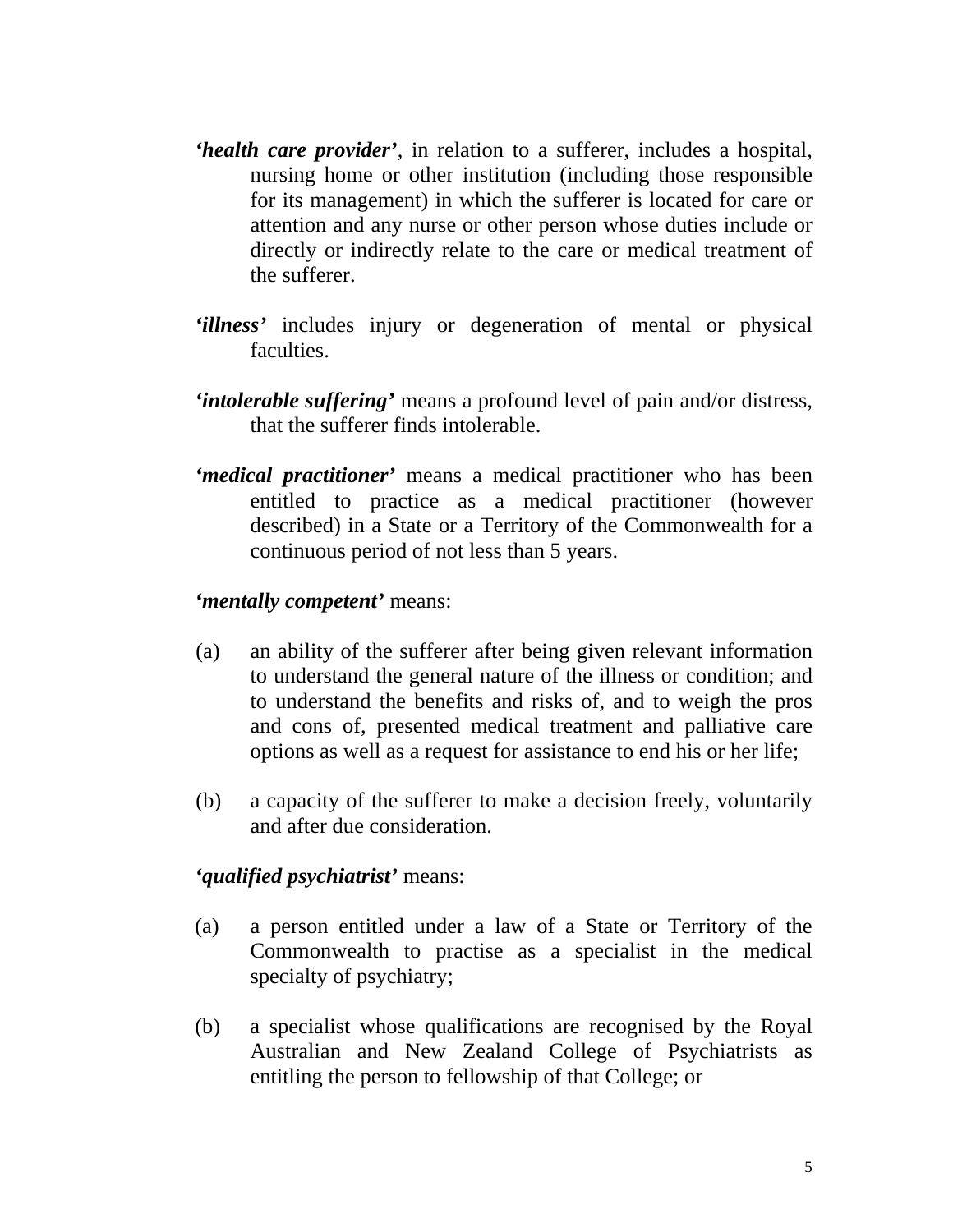***'health care provider'***, in relation to a sufferer, includes a hospital, nursing home or other institution (including those responsible for its management) in which the sufferer is located for care or attention and any nurse or other person whose duties include or directly or indirectly relate to the care or medical treatment of the sufferer.

***'illness'*** includes injury or degeneration of mental or physical faculties.

***'intolerable suffering'*** means a profound level of pain and/or distress, that the sufferer finds intolerable.

***'medical practitioner'*** means a medical practitioner who has been entitled to practice as a medical practitioner (however described) in a State or a Territory of the Commonwealth for a continuous period of not less than 5 years.

***'mentally competent'*** means:

(a) an ability of the sufferer after being given relevant information to understand the general nature of the illness or condition; and to understand the benefits and risks of, and to weigh the pros and cons of, presented medical treatment and palliative care options as well as a request for assistance to end his or her life;

(b) a capacity of the sufferer to make a decision freely, voluntarily and after due consideration.

***'qualified psychiatrist'*** means:

(a) a person entitled under a law of a State or Territory of the Commonwealth to practise as a specialist in the medical specialty of psychiatry;

(b) a specialist whose qualifications are recognised by the Royal Australian and New Zealand College of Psychiatrists as entitling the person to fellowship of that College; or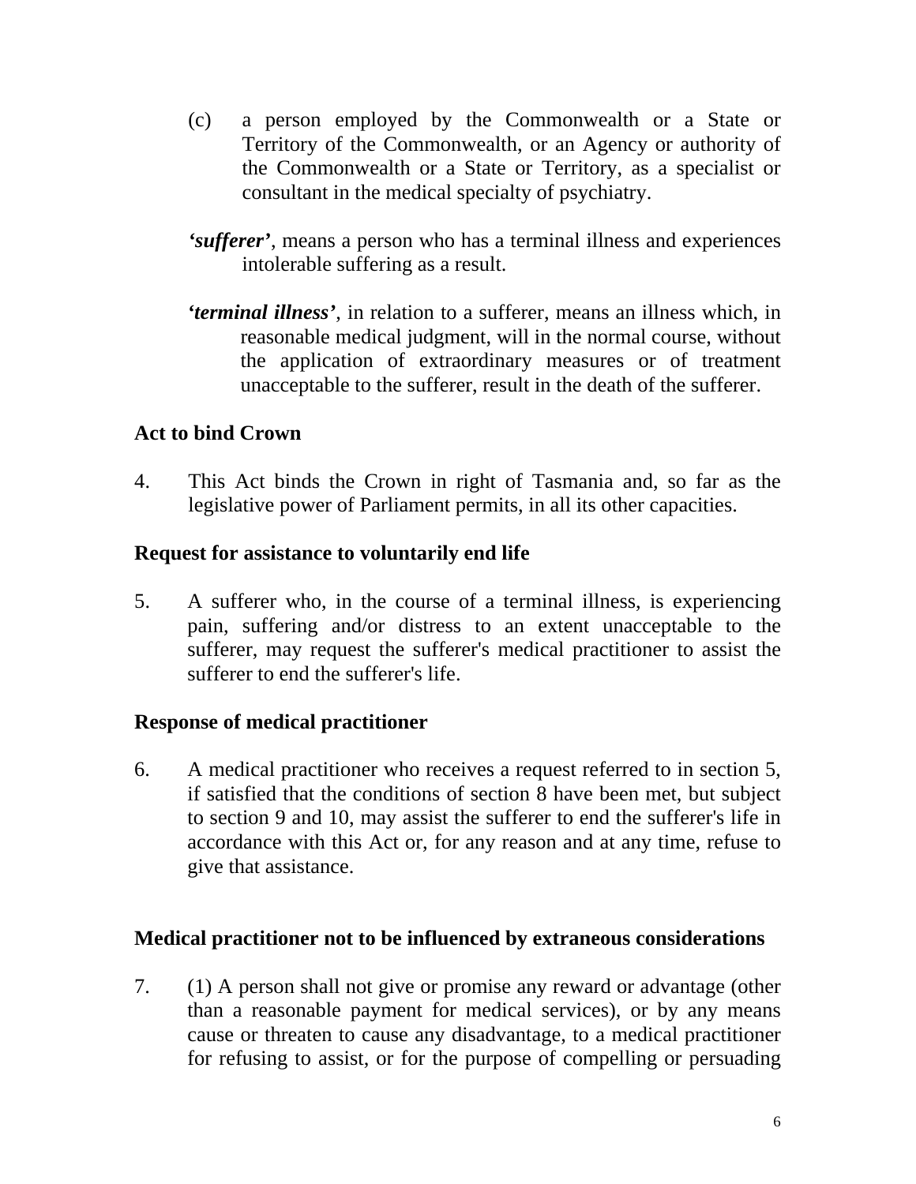(c) a person employed by the Commonwealth or a State or Territory of the Commonwealth, or an Agency or authority of the Commonwealth or a State or Territory, as a specialist or consultant in the medical specialty of psychiatry.

***'sufferer'***, means a person who has a terminal illness and experiences intolerable suffering as a result.

***'terminal illness'***, in relation to a sufferer, means an illness which, in reasonable medical judgment, will in the normal course, without the application of extraordinary measures or of treatment unacceptable to the sufferer, result in the death of the sufferer.

**Act to bind Crown**

4. This Act binds the Crown in right of Tasmania and, so far as the legislative power of Parliament permits, in all its other capacities.

**Request for assistance to voluntarily end life**

5. A sufferer who, in the course of a terminal illness, is experiencing pain, suffering and/or distress to an extent unacceptable to the sufferer, may request the sufferer's medical practitioner to assist the sufferer to end the sufferer's life.

**Response of medical practitioner**

6. A medical practitioner who receives a request referred to in section 5, if satisfied that the conditions of section 8 have been met, but subject to section 9 and 10, may assist the sufferer to end the sufferer's life in accordance with this Act or, for any reason and at any time, refuse to give that assistance.

**Medical practitioner not to be influenced by extraneous considerations**

7. (1) A person shall not give or promise any reward or advantage (other than a reasonable payment for medical services), or by any means cause or threaten to cause any disadvantage, to a medical practitioner for refusing to assist, or for the purpose of compelling or persuading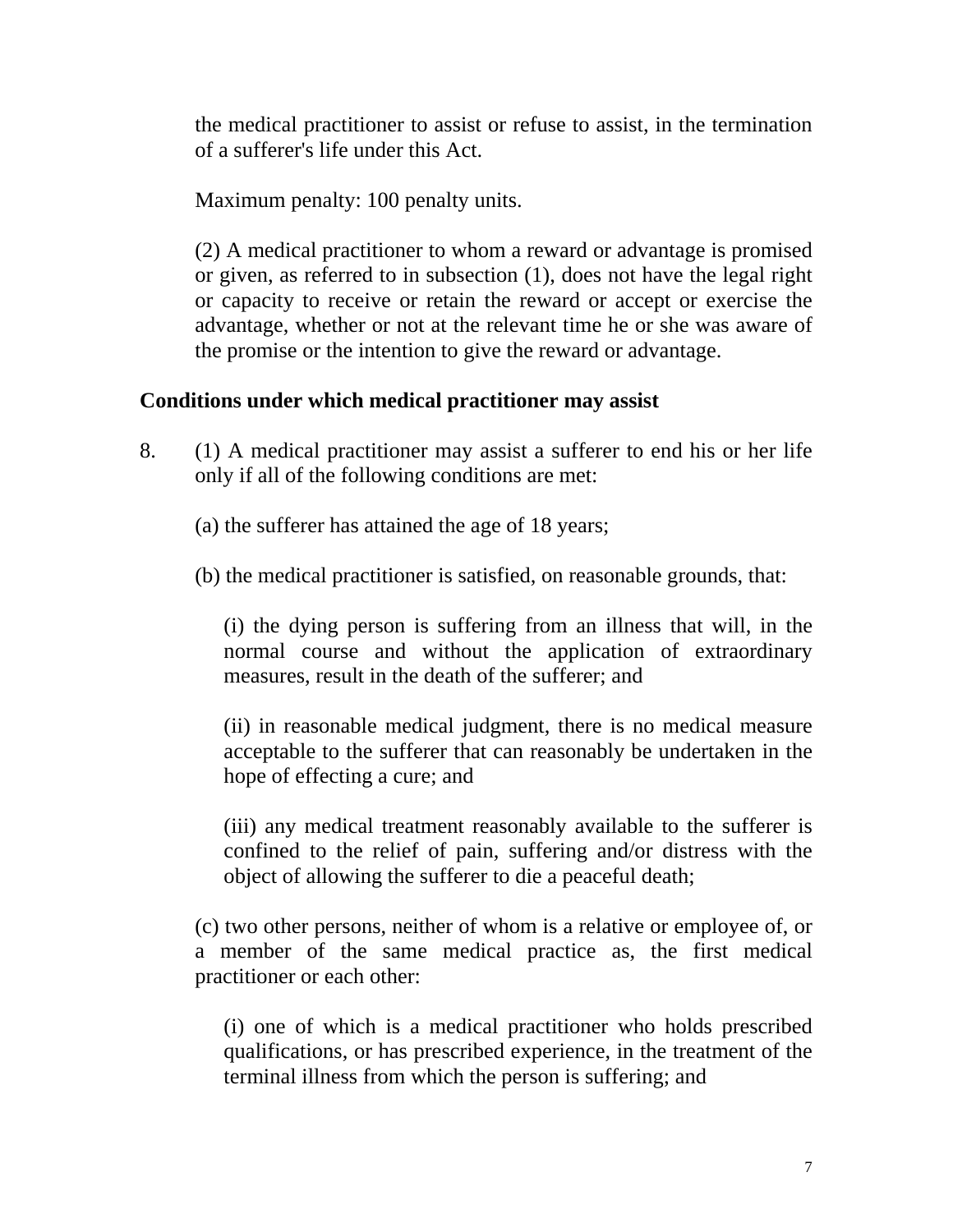the medical practitioner to assist or refuse to assist, in the termination of a sufferer's life under this Act.

Maximum penalty: 100 penalty units.

(2) A medical practitioner to whom a reward or advantage is promised or given, as referred to in subsection (1), does not have the legal right or capacity to receive or retain the reward or accept or exercise the advantage, whether or not at the relevant time he or she was aware of the promise or the intention to give the reward or advantage.

**Conditions under which medical practitioner may assist**

8. (1) A medical practitioner may assist a sufferer to end his or her life only if all of the following conditions are met:

(a) the sufferer has attained the age of 18 years;

(b) the medical practitioner is satisfied, on reasonable grounds, that:

(i) the dying person is suffering from an illness that will, in the normal course and without the application of extraordinary measures, result in the death of the sufferer; and

(ii) in reasonable medical judgment, there is no medical measure acceptable to the sufferer that can reasonably be undertaken in the hope of effecting a cure; and

(iii) any medical treatment reasonably available to the sufferer is confined to the relief of pain, suffering and/or distress with the object of allowing the sufferer to die a peaceful death;

(c) two other persons, neither of whom is a relative or employee of, or a member of the same medical practice as, the first medical practitioner or each other:

(i) one of which is a medical practitioner who holds prescribed qualifications, or has prescribed experience, in the treatment of the terminal illness from which the person is suffering; and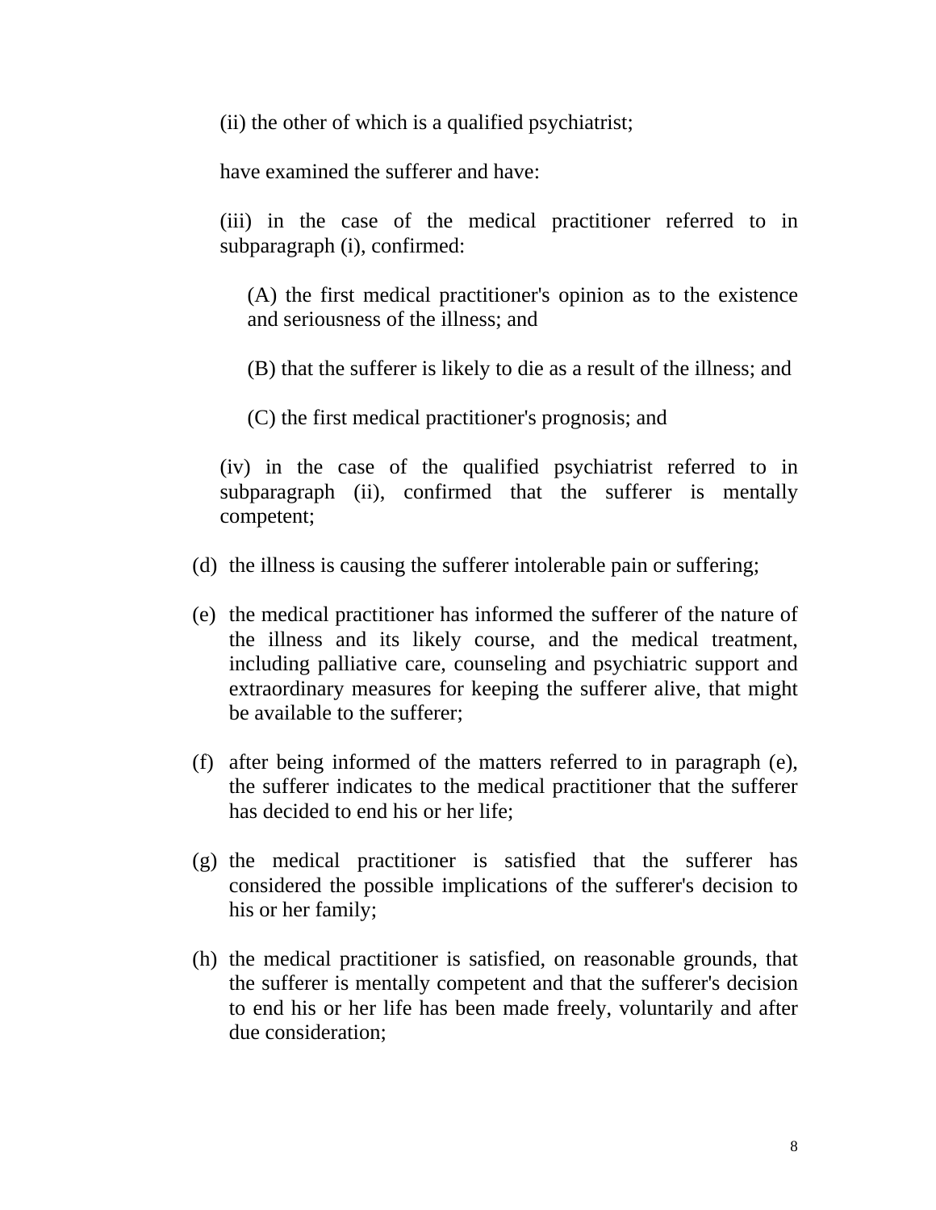(ii) the other of which is a qualified psychiatrist;

have examined the sufferer and have:

(iii) in the case of the medical practitioner referred to in subparagraph (i), confirmed:

(A) the first medical practitioner's opinion as to the existence and seriousness of the illness; and

(B) that the sufferer is likely to die as a result of the illness; and

(C) the first medical practitioner's prognosis; and

(iv) in the case of the qualified psychiatrist referred to in subparagraph (ii), confirmed that the sufferer is mentally competent;

(d) the illness is causing the sufferer intolerable pain or suffering;

(e) the medical practitioner has informed the sufferer of the nature of the illness and its likely course, and the medical treatment, including palliative care, counseling and psychiatric support and extraordinary measures for keeping the sufferer alive, that might be available to the sufferer;

(f) after being informed of the matters referred to in paragraph (e), the sufferer indicates to the medical practitioner that the sufferer has decided to end his or her life;

(g) the medical practitioner is satisfied that the sufferer has considered the possible implications of the sufferer's decision to his or her family;

(h) the medical practitioner is satisfied, on reasonable grounds, that the sufferer is mentally competent and that the sufferer's decision to end his or her life has been made freely, voluntarily and after due consideration;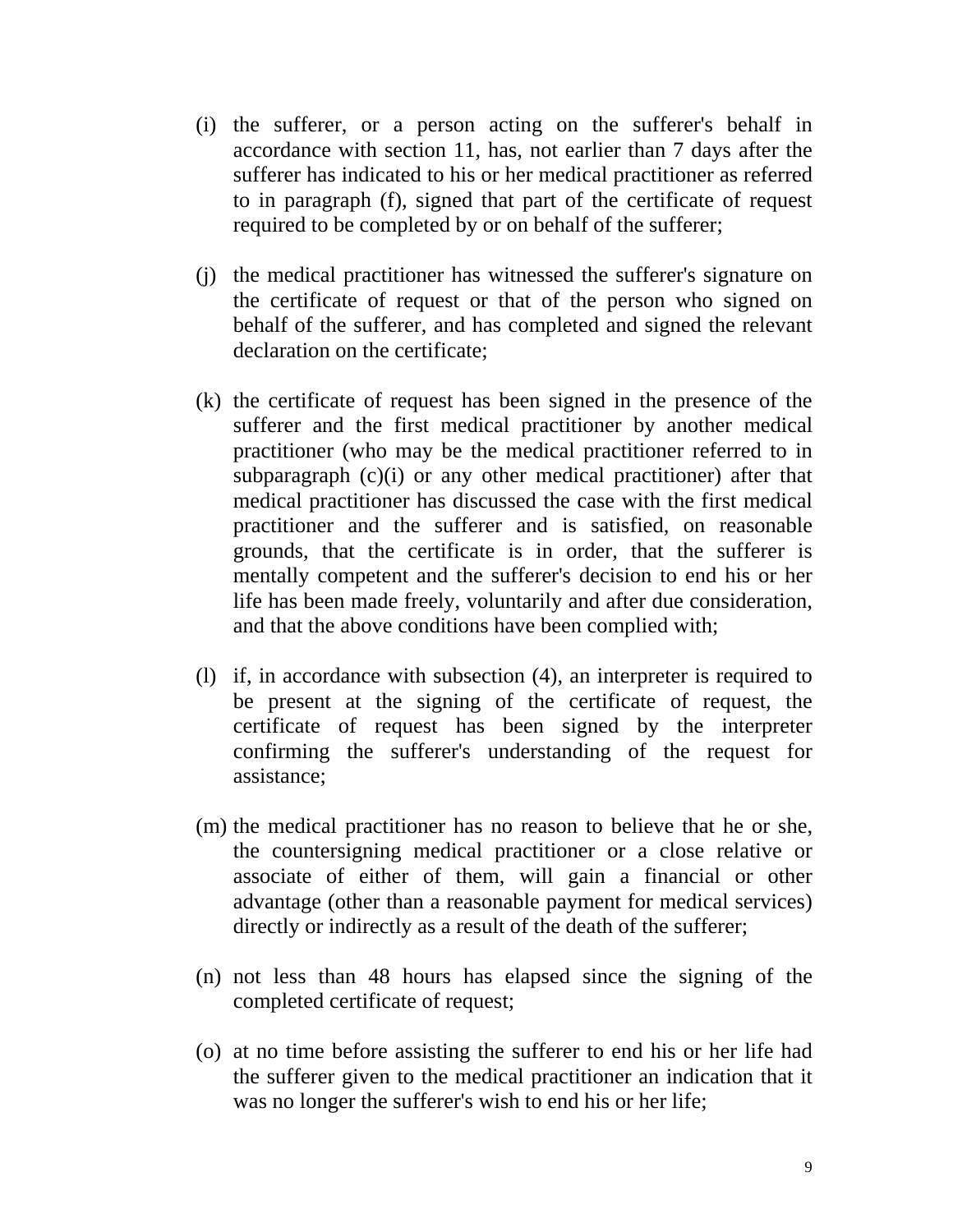(i) the sufferer, or a person acting on the sufferer's behalf in accordance with section 11, has, not earlier than 7 days after the sufferer has indicated to his or her medical practitioner as referred to in paragraph (f), signed that part of the certificate of request required to be completed by or on behalf of the sufferer;

(j) the medical practitioner has witnessed the sufferer's signature on the certificate of request or that of the person who signed on behalf of the sufferer, and has completed and signed the relevant declaration on the certificate;

(k) the certificate of request has been signed in the presence of the sufferer and the first medical practitioner by another medical practitioner (who may be the medical practitioner referred to in subparagraph (c)(i) or any other medical practitioner) after that medical practitioner has discussed the case with the first medical practitioner and the sufferer and is satisfied, on reasonable grounds, that the certificate is in order, that the sufferer is mentally competent and the sufferer's decision to end his or her life has been made freely, voluntarily and after due consideration, and that the above conditions have been complied with;

(l) if, in accordance with subsection (4), an interpreter is required to be present at the signing of the certificate of request, the certificate of request has been signed by the interpreter confirming the sufferer's understanding of the request for assistance;

(m) the medical practitioner has no reason to believe that he or she, the countersigning medical practitioner or a close relative or associate of either of them, will gain a financial or other advantage (other than a reasonable payment for medical services) directly or indirectly as a result of the death of the sufferer;

(n) not less than 48 hours has elapsed since the signing of the completed certificate of request;

(o) at no time before assisting the sufferer to end his or her life had the sufferer given to the medical practitioner an indication that it was no longer the sufferer's wish to end his or her life;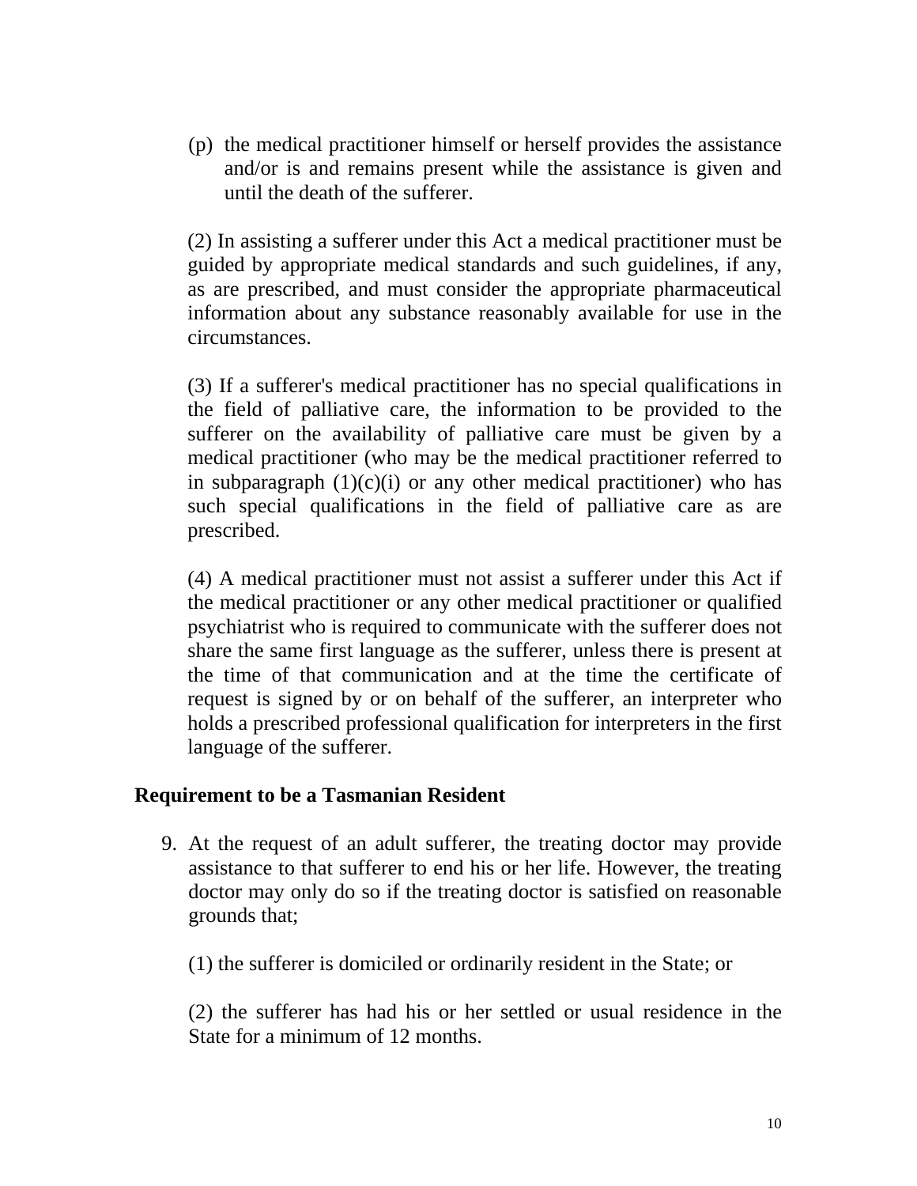(p) the medical practitioner himself or herself provides the assistance and/or is and remains present while the assistance is given and until the death of the sufferer.

(2) In assisting a sufferer under this Act a medical practitioner must be guided by appropriate medical standards and such guidelines, if any, as are prescribed, and must consider the appropriate pharmaceutical information about any substance reasonably available for use in the circumstances.

(3) If a sufferer's medical practitioner has no special qualifications in the field of palliative care, the information to be provided to the sufferer on the availability of palliative care must be given by a medical practitioner (who may be the medical practitioner referred to in subparagraph (1)(c)(i) or any other medical practitioner) who has such special qualifications in the field of palliative care as are prescribed.

(4) A medical practitioner must not assist a sufferer under this Act if the medical practitioner or any other medical practitioner or qualified psychiatrist who is required to communicate with the sufferer does not share the same first language as the sufferer, unless there is present at the time of that communication and at the time the certificate of request is signed by or on behalf of the sufferer, an interpreter who holds a prescribed professional qualification for interpreters in the first language of the sufferer.

### Requirement to be a Tasmanian Resident

9. At the request of an adult sufferer, the treating doctor may provide assistance to that sufferer to end his or her life. However, the treating doctor may only do so if the treating doctor is satisfied on reasonable grounds that;

   (1) the sufferer is domiciled or ordinarily resident in the State; or

   (2) the sufferer has had his or her settled or usual residence in the State for a minimum of 12 months.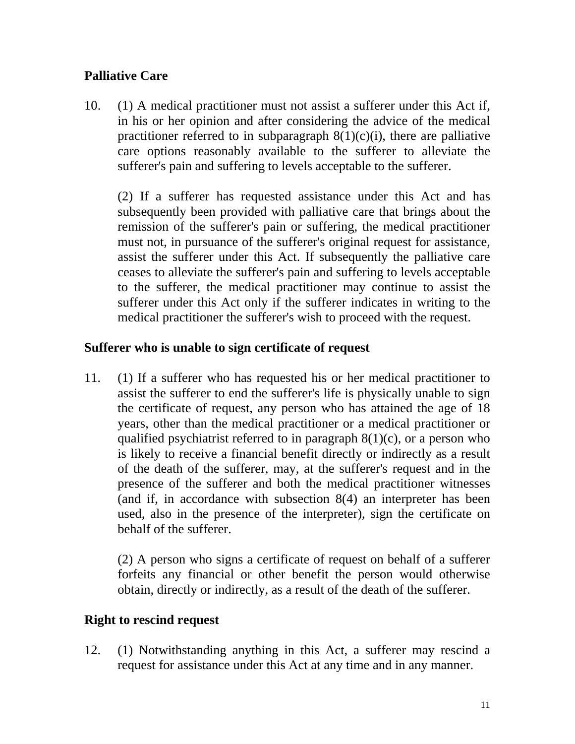**Palliative Care**

10. (1) A medical practitioner must not assist a sufferer under this Act if, in his or her opinion and after considering the advice of the medical practitioner referred to in subparagraph 8(1)(c)(i), there are palliative care options reasonably available to the sufferer to alleviate the sufferer's pain and suffering to levels acceptable to the sufferer.

    (2) If a sufferer has requested assistance under this Act and has subsequently been provided with palliative care that brings about the remission of the sufferer's pain or suffering, the medical practitioner must not, in pursuance of the sufferer's original request for assistance, assist the sufferer under this Act. If subsequently the palliative care ceases to alleviate the sufferer's pain and suffering to levels acceptable to the sufferer, the medical practitioner may continue to assist the sufferer under this Act only if the sufferer indicates in writing to the medical practitioner the sufferer's wish to proceed with the request.

**Sufferer who is unable to sign certificate of request**

11. (1) If a sufferer who has requested his or her medical practitioner to assist the sufferer to end the sufferer's life is physically unable to sign the certificate of request, any person who has attained the age of 18 years, other than the medical practitioner or a medical practitioner or qualified psychiatrist referred to in paragraph 8(1)(c), or a person who is likely to receive a financial benefit directly or indirectly as a result of the death of the sufferer, may, at the sufferer's request and in the presence of the sufferer and both the medical practitioner witnesses (and if, in accordance with subsection 8(4) an interpreter has been used, also in the presence of the interpreter), sign the certificate on behalf of the sufferer.

    (2) A person who signs a certificate of request on behalf of a sufferer forfeits any financial or other benefit the person would otherwise obtain, directly or indirectly, as a result of the death of the sufferer.

**Right to rescind request**

12. (1) Notwithstanding anything in this Act, a sufferer may rescind a request for assistance under this Act at any time and in any manner.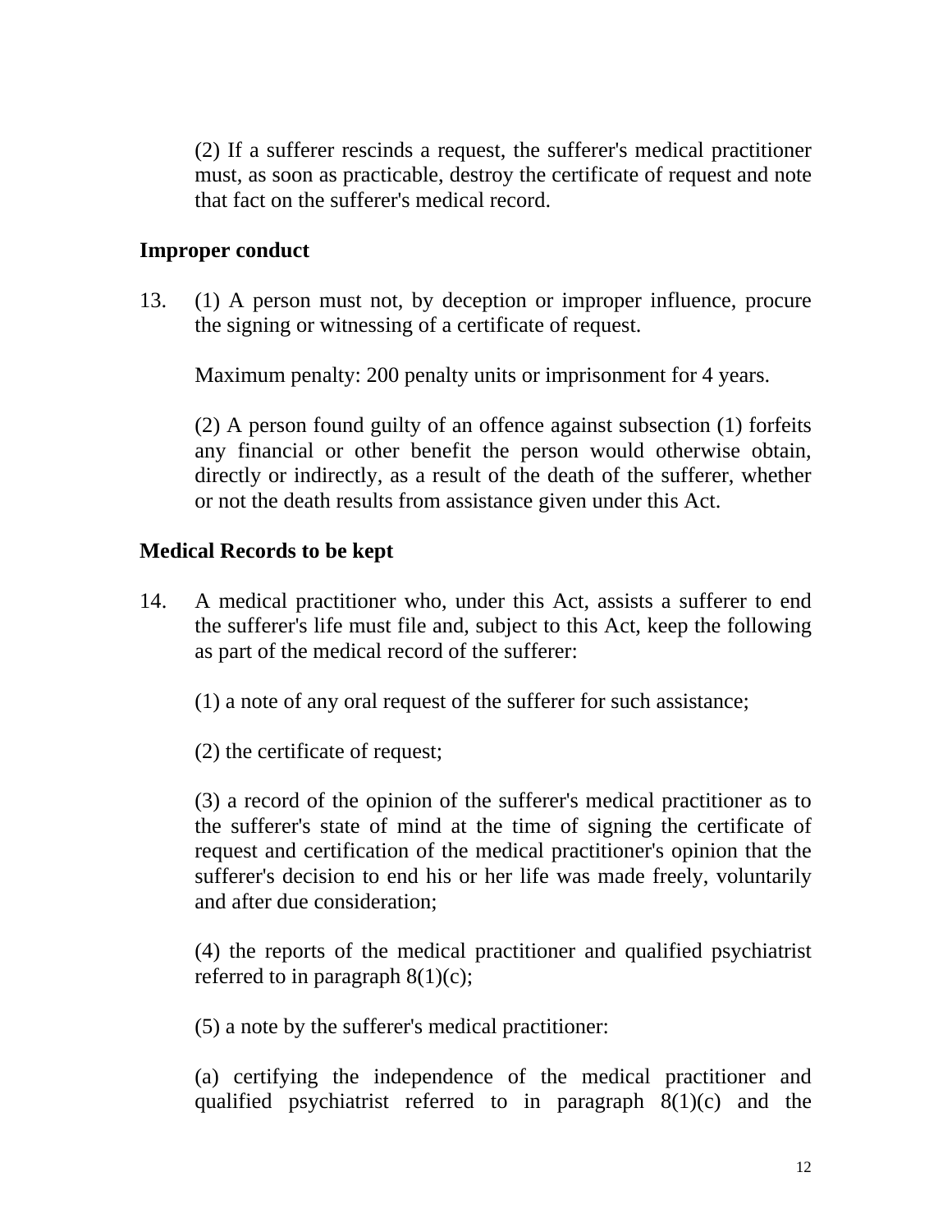(2) If a sufferer rescinds a request, the sufferer's medical practitioner must, as soon as practicable, destroy the certificate of request and note that fact on the sufferer's medical record.

**Improper conduct**

13. (1) A person must not, by deception or improper influence, procure the signing or witnessing of a certificate of request.

    Maximum penalty: 200 penalty units or imprisonment for 4 years.

    (2) A person found guilty of an offence against subsection (1) forfeits any financial or other benefit the person would otherwise obtain, directly or indirectly, as a result of the death of the sufferer, whether or not the death results from assistance given under this Act.

**Medical Records to be kept**

14. A medical practitioner who, under this Act, assists a sufferer to end the sufferer's life must file and, subject to this Act, keep the following as part of the medical record of the sufferer:

    (1) a note of any oral request of the sufferer for such assistance;

    (2) the certificate of request;

    (3) a record of the opinion of the sufferer's medical practitioner as to the sufferer's state of mind at the time of signing the certificate of request and certification of the medical practitioner's opinion that the sufferer's decision to end his or her life was made freely, voluntarily and after due consideration;

    (4) the reports of the medical practitioner and qualified psychiatrist referred to in paragraph 8(1)(c);

    (5) a note by the sufferer's medical practitioner:

    (a) certifying the independence of the medical practitioner and qualified psychiatrist referred to in paragraph 8(1)(c) and the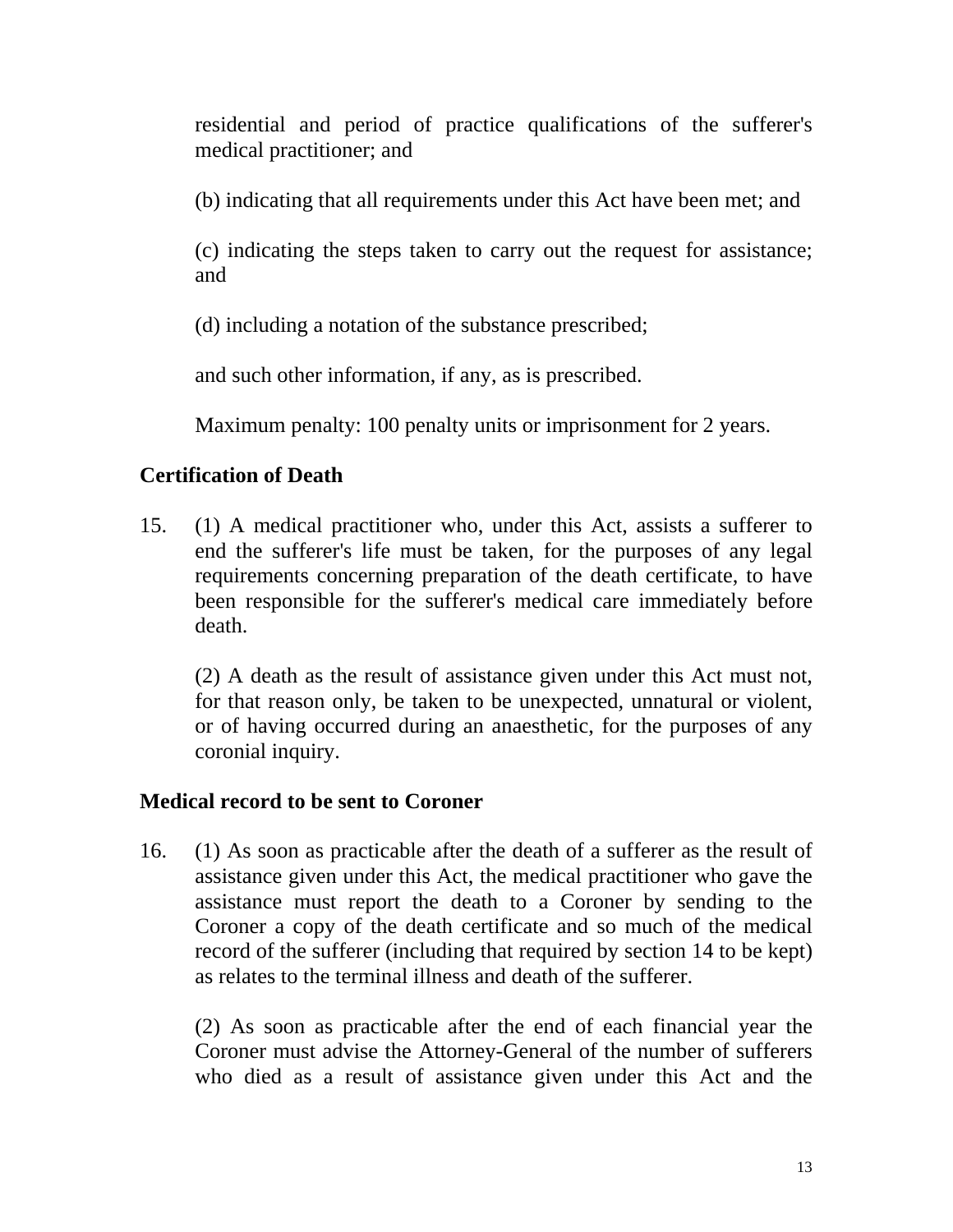residential and period of practice qualifications of the sufferer's medical practitioner; and

(b) indicating that all requirements under this Act have been met; and

(c) indicating the steps taken to carry out the request for assistance; and

(d) including a notation of the substance prescribed;

and such other information, if any, as is prescribed.

Maximum penalty: 100 penalty units or imprisonment for 2 years.

**Certification of Death**

15. (1) A medical practitioner who, under this Act, assists a sufferer to end the sufferer's life must be taken, for the purposes of any legal requirements concerning preparation of the death certificate, to have been responsible for the sufferer's medical care immediately before death.

(2) A death as the result of assistance given under this Act must not, for that reason only, be taken to be unexpected, unnatural or violent, or of having occurred during an anaesthetic, for the purposes of any coronial inquiry.

**Medical record to be sent to Coroner**

16. (1) As soon as practicable after the death of a sufferer as the result of assistance given under this Act, the medical practitioner who gave the assistance must report the death to a Coroner by sending to the Coroner a copy of the death certificate and so much of the medical record of the sufferer (including that required by section 14 to be kept) as relates to the terminal illness and death of the sufferer.

(2) As soon as practicable after the end of each financial year the Coroner must advise the Attorney-General of the number of sufferers who died as a result of assistance given under this Act and the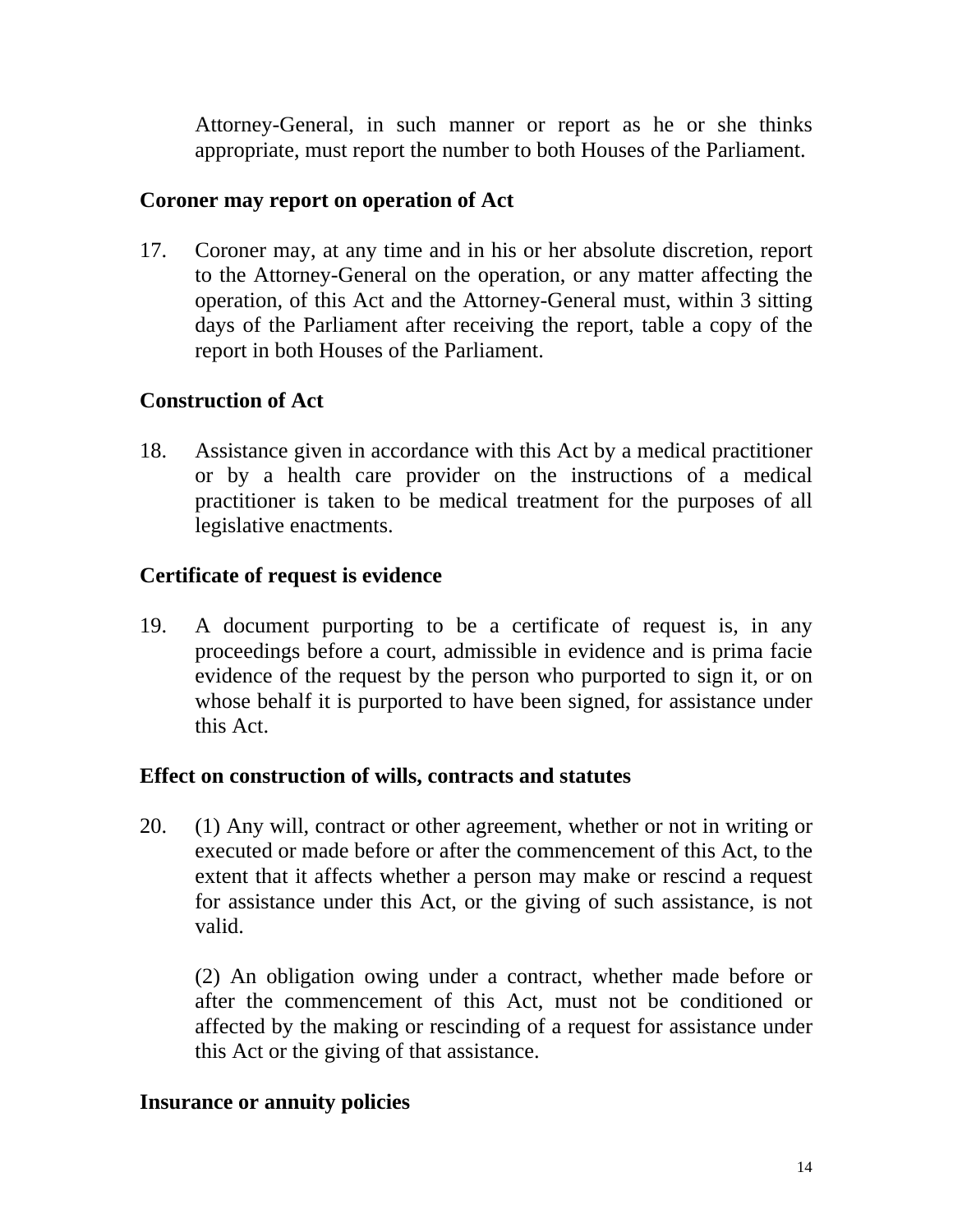Attorney-General, in such manner or report as he or she thinks appropriate, must report the number to both Houses of the Parliament.

**Coroner may report on operation of Act**

17. Coroner may, at any time and in his or her absolute discretion, report to the Attorney-General on the operation, or any matter affecting the operation, of this Act and the Attorney-General must, within 3 sitting days of the Parliament after receiving the report, table a copy of the report in both Houses of the Parliament.

**Construction of Act**

18. Assistance given in accordance with this Act by a medical practitioner or by a health care provider on the instructions of a medical practitioner is taken to be medical treatment for the purposes of all legislative enactments.

**Certificate of request is evidence**

19. A document purporting to be a certificate of request is, in any proceedings before a court, admissible in evidence and is prima facie evidence of the request by the person who purported to sign it, or on whose behalf it is purported to have been signed, for assistance under this Act.

**Effect on construction of wills, contracts and statutes**

20. (1) Any will, contract or other agreement, whether or not in writing or executed or made before or after the commencement of this Act, to the extent that it affects whether a person may make or rescind a request for assistance under this Act, or the giving of such assistance, is not valid.

(2) An obligation owing under a contract, whether made before or after the commencement of this Act, must not be conditioned or affected by the making or rescinding of a request for assistance under this Act or the giving of that assistance.

**Insurance or annuity policies**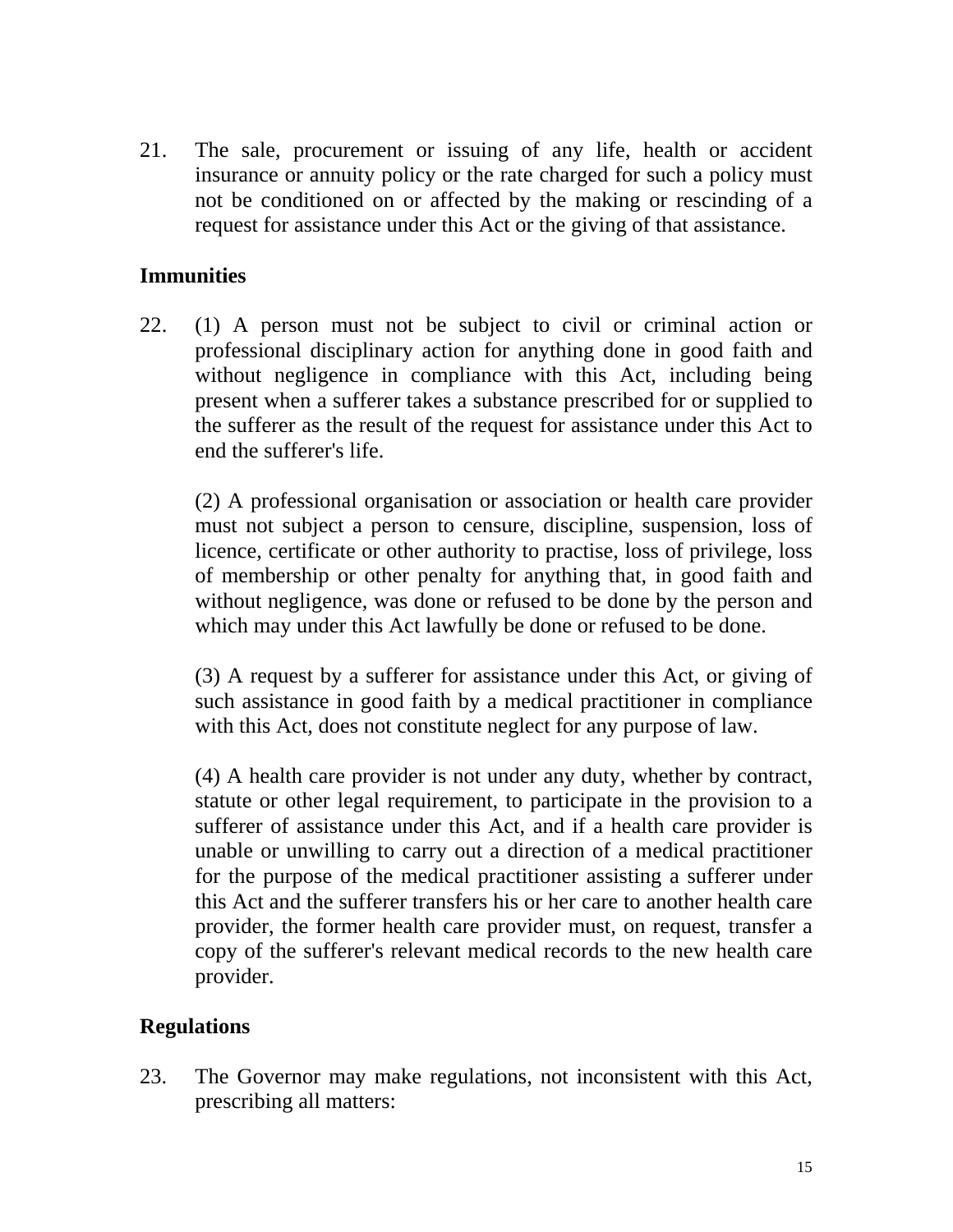21. The sale, procurement or issuing of any life, health or accident insurance or annuity policy or the rate charged for such a policy must not be conditioned on or affected by the making or rescinding of a request for assistance under this Act or the giving of that assistance.

**Immunities**

22. (1) A person must not be subject to civil or criminal action or professional disciplinary action for anything done in good faith and without negligence in compliance with this Act, including being present when a sufferer takes a substance prescribed for or supplied to the sufferer as the result of the request for assistance under this Act to end the sufferer's life.

(2) A professional organisation or association or health care provider must not subject a person to censure, discipline, suspension, loss of licence, certificate or other authority to practise, loss of privilege, loss of membership or other penalty for anything that, in good faith and without negligence, was done or refused to be done by the person and which may under this Act lawfully be done or refused to be done.

(3) A request by a sufferer for assistance under this Act, or giving of such assistance in good faith by a medical practitioner in compliance with this Act, does not constitute neglect for any purpose of law.

(4) A health care provider is not under any duty, whether by contract, statute or other legal requirement, to participate in the provision to a sufferer of assistance under this Act, and if a health care provider is unable or unwilling to carry out a direction of a medical practitioner for the purpose of the medical practitioner assisting a sufferer under this Act and the sufferer transfers his or her care to another health care provider, the former health care provider must, on request, transfer a copy of the sufferer's relevant medical records to the new health care provider.

**Regulations**

23. The Governor may make regulations, not inconsistent with this Act, prescribing all matters: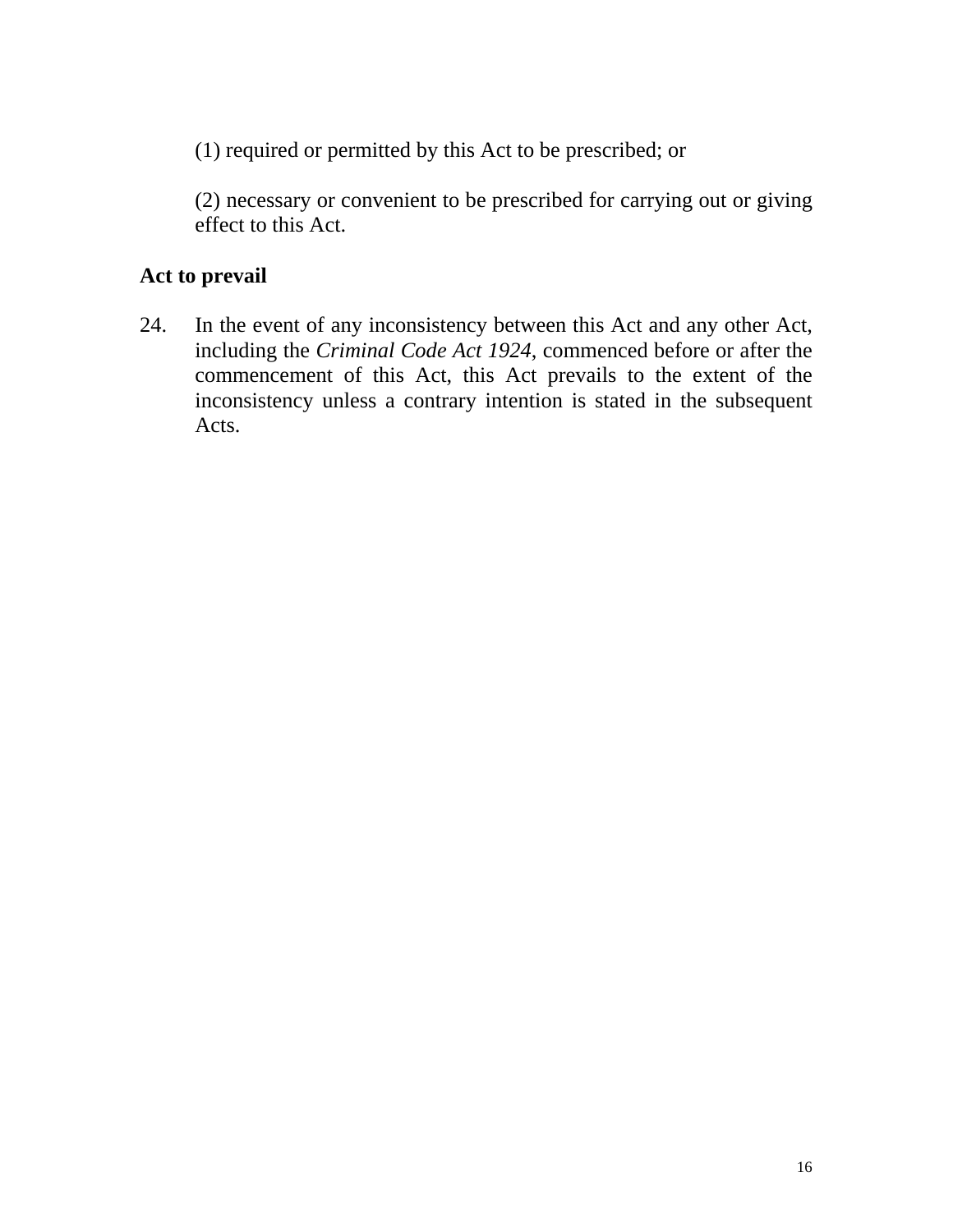(1) required or permitted by this Act to be prescribed; or

(2) necessary or convenient to be prescribed for carrying out or giving effect to this Act.

**Act to prevail**

24. In the event of any inconsistency between this Act and any other Act, including the *Criminal Code Act 1924*, commenced before or after the commencement of this Act, this Act prevails to the extent of the inconsistency unless a contrary intention is stated in the subsequent Acts.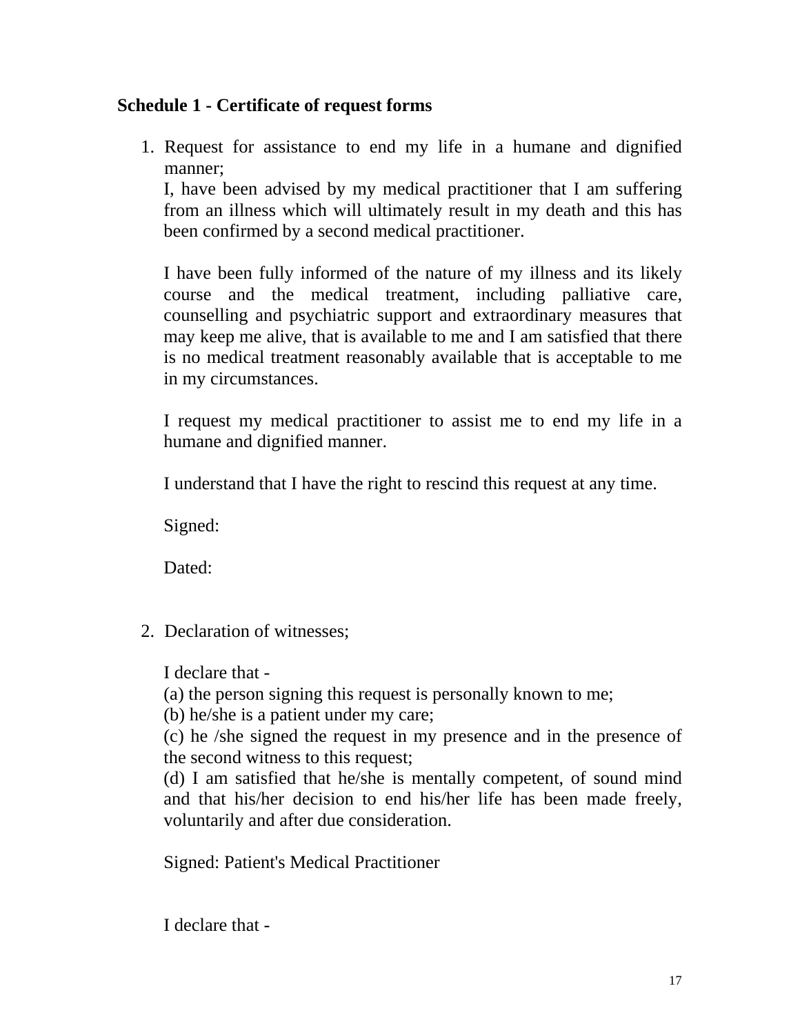**Schedule 1 - Certificate of request forms**

1. Request for assistance to end my life in a humane and dignified manner;

   I, have been advised by my medical practitioner that I am suffering from an illness which will ultimately result in my death and this has been confirmed by a second medical practitioner.

   I have been fully informed of the nature of my illness and its likely course and the medical treatment, including palliative care, counselling and psychiatric support and extraordinary measures that may keep me alive, that is available to me and I am satisfied that there is no medical treatment reasonably available that is acceptable to me in my circumstances.

   I request my medical practitioner to assist me to end my life in a humane and dignified manner.

   I understand that I have the right to rescind this request at any time.

   Signed:

   Dated:

2. Declaration of witnesses;

   I declare that -

   (a) the person signing this request is personally known to me;

   (b) he/she is a patient under my care;

   (c) he /she signed the request in my presence and in the presence of the second witness to this request;

   (d) I am satisfied that he/she is mentally competent, of sound mind and that his/her decision to end his/her life has been made freely, voluntarily and after due consideration.

   Signed: Patient's Medical Practitioner

   I declare that -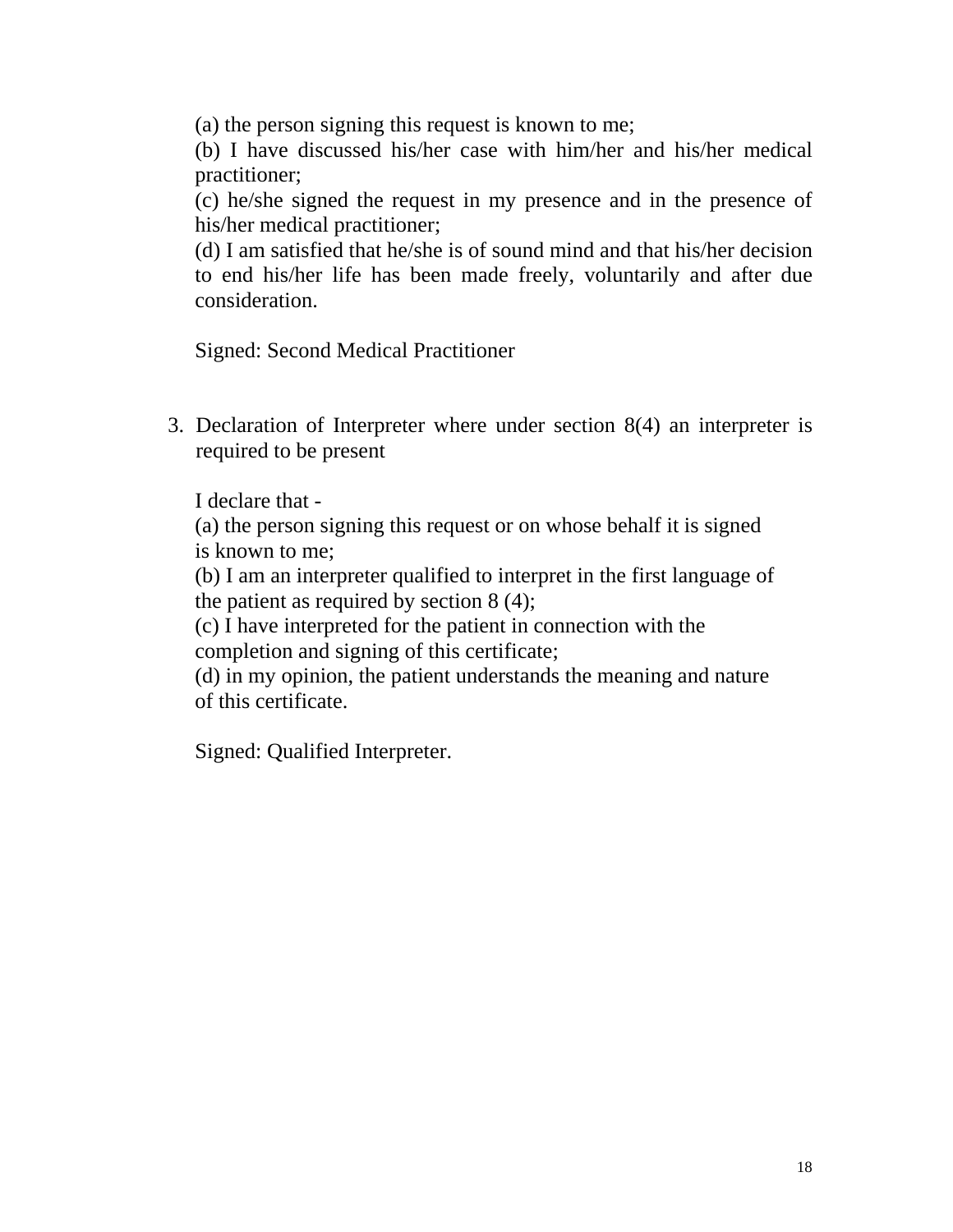(a) the person signing this request is known to me;

(b) I have discussed his/her case with him/her and his/her medical practitioner;

(c) he/she signed the request in my presence and in the presence of his/her medical practitioner;

(d) I am satisfied that he/she is of sound mind and that his/her decision to end his/her life has been made freely, voluntarily and after due consideration.

Signed: Second Medical Practitioner

3. Declaration of Interpreter where under section 8(4) an interpreter is required to be present

   I declare that -

   (a) the person signing this request or on whose behalf it is signed is known to me;

   (b) I am an interpreter qualified to interpret in the first language of the patient as required by section 8 (4);

   (c) I have interpreted for the patient in connection with the completion and signing of this certificate;

   (d) in my opinion, the patient understands the meaning and nature of this certificate.

   Signed: Qualified Interpreter.